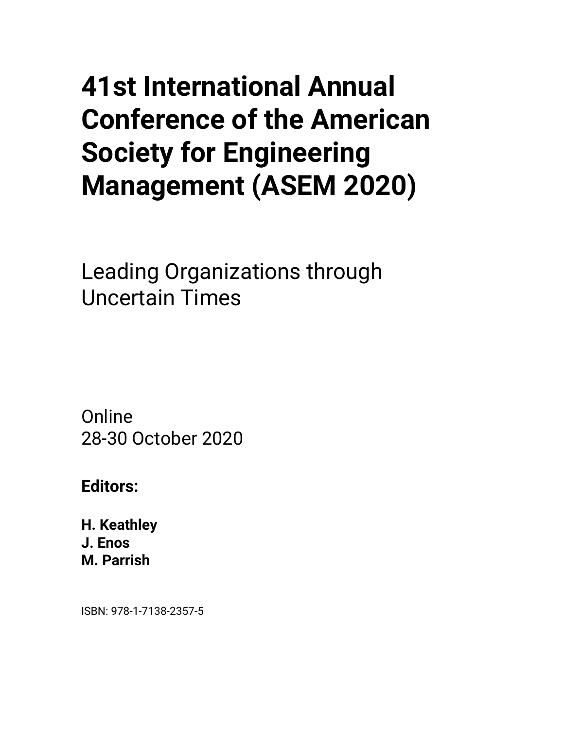# 41st International Annual Conference of the American Society for Engineering Management (ASEM 2020)

Leading Organizations through Uncertain Times

Online
28-30 October 2020

**Editors:**

**H. Keathley**
**J. Enos**
**M. Parrish**

ISBN: 978-1-7138-2357-5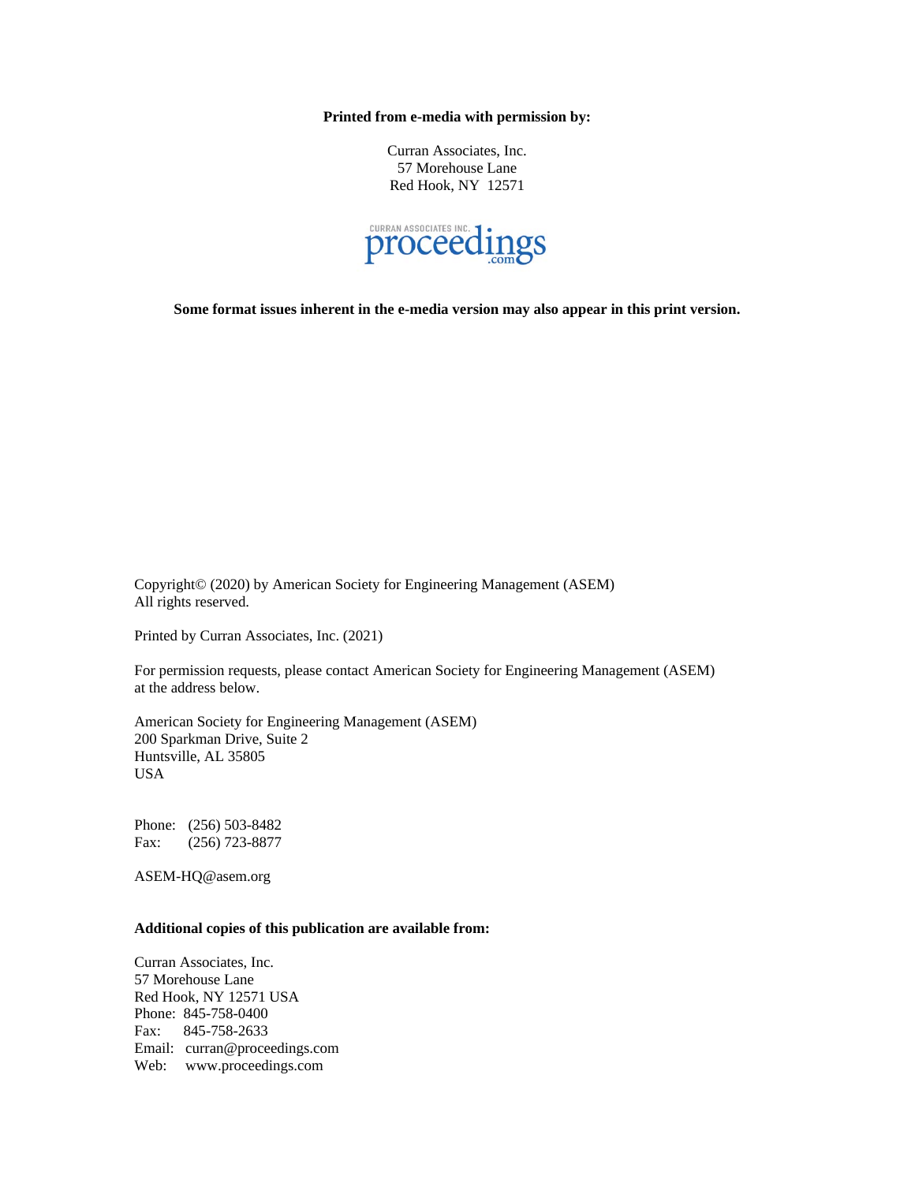**Printed from e-media with permission by:**

Curran Associates, Inc.
57 Morehouse Lane
Red Hook, NY 12571

CURRAN ASSOCIATES INC. proceedings.com

**Some format issues inherent in the e-media version may also appear in this print version.**

Copyright© (2020) by American Society for Engineering Management (ASEM)
All rights reserved.

Printed by Curran Associates, Inc. (2021)

For permission requests, please contact American Society for Engineering Management (ASEM) at the address below.

American Society for Engineering Management (ASEM)
200 Sparkman Drive, Suite 2
Huntsville, AL 35805
USA

Phone: (256) 503-8482
Fax: (256) 723-8877

ASEM-HQ@asem.org

**Additional copies of this publication are available from:**

Curran Associates, Inc.
57 Morehouse Lane
Red Hook, NY 12571 USA
Phone: 845-758-0400
Fax: 845-758-2633
Email: curran@proceedings.com
Web: www.proceedings.com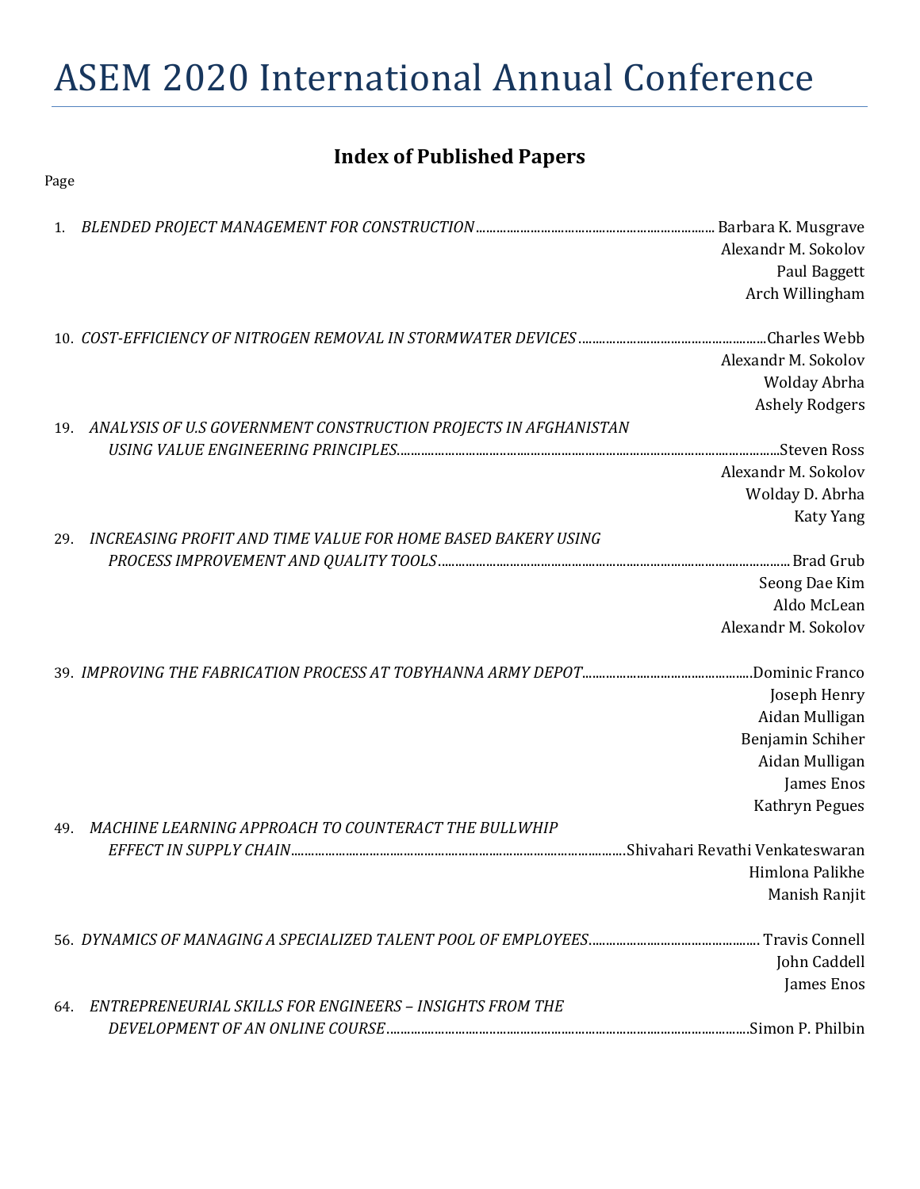# ASEM 2020 International Annual Conference

## Index of Published Papers

Page

1. *BLENDED PROJECT MANAGEMENT FOR CONSTRUCTION* ........ Barbara K. Musgrave
Alexandr M. Sokolov
Paul Baggett
Arch Willingham

10. *COST-EFFICIENCY OF NITROGEN REMOVAL IN STORMWATER DEVICES* ........ Charles Webb
Alexandr M. Sokolov
Wolday Abrha
Ashely Rodgers

19. *ANALYSIS OF U.S GOVERNMENT CONSTRUCTION PROJECTS IN AFGHANISTAN USING VALUE ENGINEERING PRINCIPLES* ........ Steven Ross
Alexandr M. Sokolov
Wolday D. Abrha
Katy Yang

29. *INCREASING PROFIT AND TIME VALUE FOR HOME BASED BAKERY USING PROCESS IMPROVEMENT AND QUALITY TOOLS* ........ Brad Grub
Seong Dae Kim
Aldo McLean
Alexandr M. Sokolov

39. *IMPROVING THE FABRICATION PROCESS AT TOBYHANNA ARMY DEPOT* ........ Dominic Franco
Joseph Henry
Aidan Mulligan
Benjamin Schiher
Aidan Mulligan
James Enos
Kathryn Pegues

49. *MACHINE LEARNING APPROACH TO COUNTERACT THE BULLWHIP EFFECT IN SUPPLY CHAIN* ........ Shivahari Revathi Venkateswaran
Himlona Palikhe
Manish Ranjit

56. *DYNAMICS OF MANAGING A SPECIALIZED TALENT POOL OF EMPLOYEES* ........ Travis Connell
John Caddell
James Enos

64. *ENTREPRENEURIAL SKILLS FOR ENGINEERS – INSIGHTS FROM THE DEVELOPMENT OF AN ONLINE COURSE* ........ Simon P. Philbin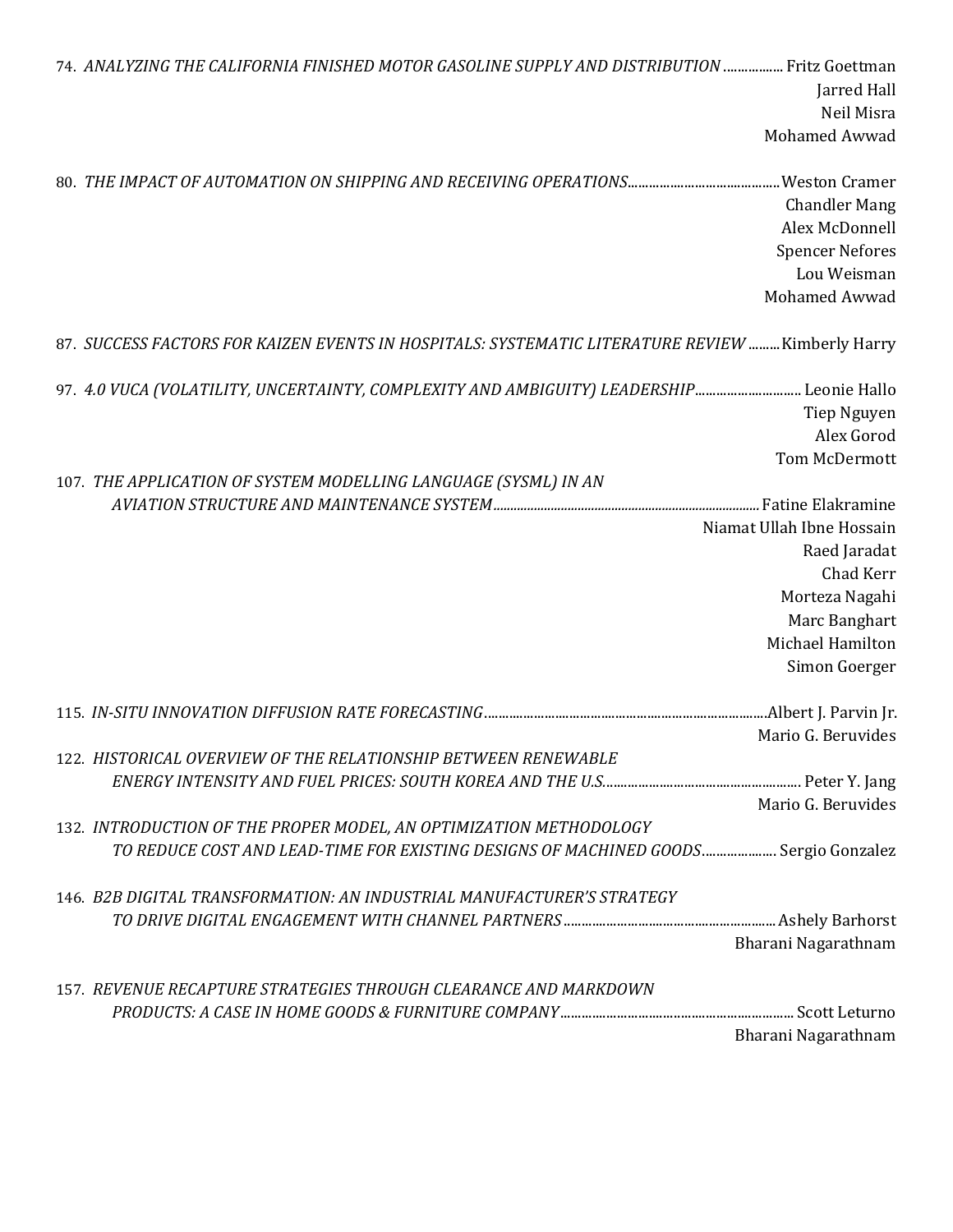74. *ANALYZING THE CALIFORNIA FINISHED MOTOR GASOLINE SUPPLY AND DISTRIBUTION* ................. Fritz Goettman
Jarred Hall
Neil Misra
Mohamed Awwad

80. *THE IMPACT OF AUTOMATION ON SHIPPING AND RECEIVING OPERATIONS*.......................................... Weston Cramer
Chandler Mang
Alex McDonnell
Spencer Nefores
Lou Weisman
Mohamed Awwad

87. *SUCCESS FACTORS FOR KAIZEN EVENTS IN HOSPITALS: SYSTEMATIC LITERATURE REVIEW* ......... Kimberly Harry

97. *4.0 VUCA (VOLATILITY, UNCERTAINTY, COMPLEXITY AND AMBIGUITY) LEADERSHIP*............................. Leonie Hallo
Tiep Nguyen
Alex Gorod
Tom McDermott

107. *THE APPLICATION OF SYSTEM MODELLING LANGUAGE (SYSML) IN AN AVIATION STRUCTURE AND MAINTENANCE SYSTEM*............................................................................. Fatine Elakramine
Niamat Ullah Ibne Hossain
Raed Jaradat
Chad Kerr
Morteza Nagahi
Marc Banghart
Michael Hamilton
Simon Goerger

115. *IN-SITU INNOVATION DIFFUSION RATE FORECASTING*................................................................................ Albert J. Parvin Jr.
Mario G. Beruvides

122. *HISTORICAL OVERVIEW OF THE RELATIONSHIP BETWEEN RENEWABLE ENERGY INTENSITY AND FUEL PRICES: SOUTH KOREA AND THE U.S.*....................................................... Peter Y. Jang
Mario G. Beruvides

132. *INTRODUCTION OF THE PROPER MODEL, AN OPTIMIZATION METHODOLOGY TO REDUCE COST AND LEAD-TIME FOR EXISTING DESIGNS OF MACHINED GOODS*.................... Sergio Gonzalez

146. *B2B DIGITAL TRANSFORMATION: AN INDUSTRIAL MANUFACTURER'S STRATEGY TO DRIVE DIGITAL ENGAGEMENT WITH CHANNEL PARTNERS*........................................................... Ashely Barhorst
Bharani Nagarathnam

157. *REVENUE RECAPTURE STRATEGIES THROUGH CLEARANCE AND MARKDOWN PRODUCTS: A CASE IN HOME GOODS & FURNITURE COMPANY*................................................................. Scott Leturno
Bharani Nagarathnam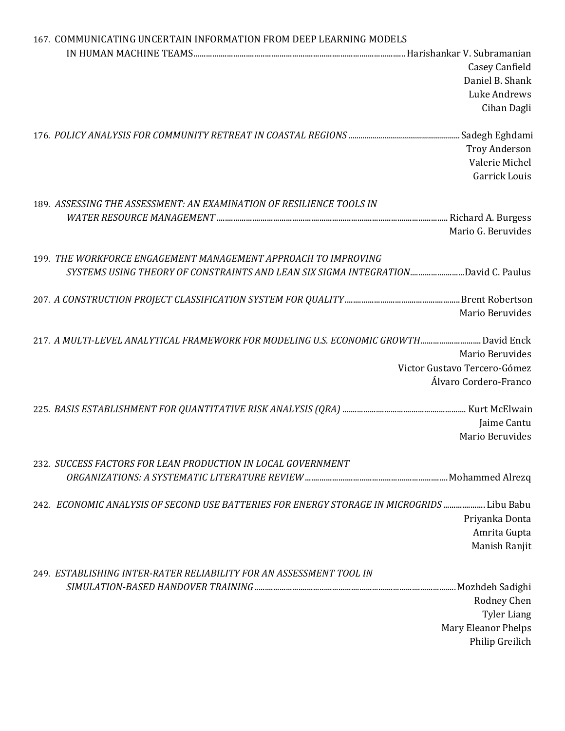167. COMMUNICATING UNCERTAIN INFORMATION FROM DEEP LEARNING MODELS IN HUMAN MACHINE TEAMS........ Harishankar V. Subramanian
Casey Canfield
Daniel B. Shank
Luke Andrews
Cihan Dagli

176. *POLICY ANALYSIS FOR COMMUNITY RETREAT IN COASTAL REGIONS*........ Sadegh Eghdami
Troy Anderson
Valerie Michel
Garrick Louis

189. *ASSESSING THE ASSESSMENT: AN EXAMINATION OF RESILIENCE TOOLS IN WATER RESOURCE MANAGEMENT*........ Richard A. Burgess
Mario G. Beruvides

199. *THE WORKFORCE ENGAGEMENT MANAGEMENT APPROACH TO IMPROVING SYSTEMS USING THEORY OF CONSTRAINTS AND LEAN SIX SIGMA INTEGRATION*........ David C. Paulus

207. *A CONSTRUCTION PROJECT CLASSIFICATION SYSTEM FOR QUALITY*........ Brent Robertson
Mario Beruvides

217. *A MULTI-LEVEL ANALYTICAL FRAMEWORK FOR MODELING U.S. ECONOMIC GROWTH*........ David Enck
Mario Beruvides
Victor Gustavo Tercero-Gómez
Álvaro Cordero-Franco

225. *BASIS ESTABLISHMENT FOR QUANTITATIVE RISK ANALYSIS (QRA)*........ Kurt McElwain
Jaime Cantu
Mario Beruvides

232. *SUCCESS FACTORS FOR LEAN PRODUCTION IN LOCAL GOVERNMENT ORGANIZATIONS: A SYSTEMATIC LITERATURE REVIEW*........ Mohammed Alrezq

242. *ECONOMIC ANALYSIS OF SECOND USE BATTERIES FOR ENERGY STORAGE IN MICROGRIDS*........ Libu Babu
Priyanka Donta
Amrita Gupta
Manish Ranjit

249. *ESTABLISHING INTER-RATER RELIABILITY FOR AN ASSESSMENT TOOL IN SIMULATION-BASED HANDOVER TRAINING*........ Mozhdeh Sadighi
Rodney Chen
Tyler Liang
Mary Eleanor Phelps
Philip Greilich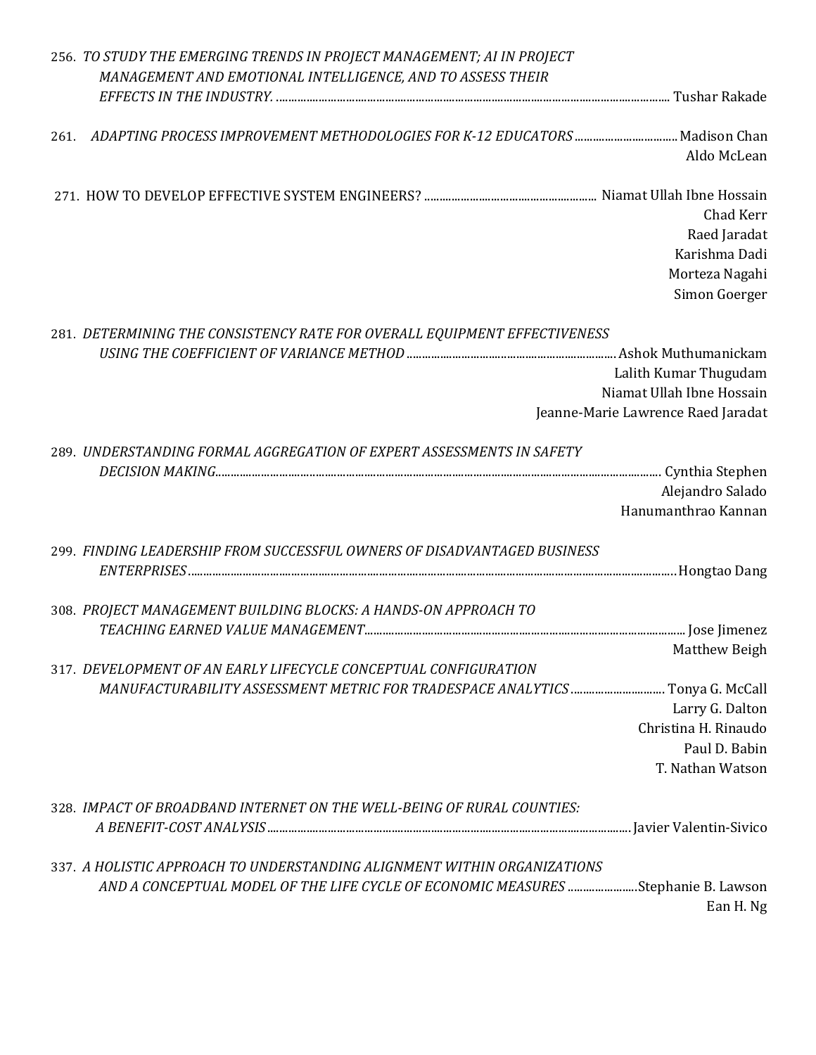256. *TO STUDY THE EMERGING TRENDS IN PROJECT MANAGEMENT; AI IN PROJECT MANAGEMENT AND EMOTIONAL INTELLIGENCE, AND TO ASSESS THEIR EFFECTS IN THE INDUSTRY.* ........................................ Tushar Rakade

261. *ADAPTING PROCESS IMPROVEMENT METHODOLOGIES FOR K-12 EDUCATORS* ........................ Madison Chan
Aldo McLean

271. HOW TO DEVELOP EFFECTIVE SYSTEM ENGINEERS? ........................................ Niamat Ullah Ibne Hossain
Chad Kerr
Raed Jaradat
Karishma Dadi
Morteza Nagahi
Simon Goerger

281. *DETERMINING THE CONSISTENCY RATE FOR OVERALL EQUIPMENT EFFECTIVENESS USING THE COEFFICIENT OF VARIANCE METHOD* ........................................ Ashok Muthumanickam
Lalith Kumar Thugudam
Niamat Ullah Ibne Hossain
Jeanne-Marie Lawrence Raed Jaradat

289. *UNDERSTANDING FORMAL AGGREGATION OF EXPERT ASSESSMENTS IN SAFETY DECISION MAKING* ........................................ Cynthia Stephen
Alejandro Salado
Hanumanthrao Kannan

299. *FINDING LEADERSHIP FROM SUCCESSFUL OWNERS OF DISADVANTAGED BUSINESS ENTERPRISES* ........................................ Hongtao Dang

308. *PROJECT MANAGEMENT BUILDING BLOCKS: A HANDS-ON APPROACH TO TEACHING EARNED VALUE MANAGEMENT* ........................................ Jose Jimenez
Matthew Beigh

317. *DEVELOPMENT OF AN EARLY LIFECYCLE CONCEPTUAL CONFIGURATION MANUFACTURABILITY ASSESSMENT METRIC FOR TRADESPACE ANALYTICS* ........................ Tonya G. McCall
Larry G. Dalton
Christina H. Rinaudo
Paul D. Babin
T. Nathan Watson

328. *IMPACT OF BROADBAND INTERNET ON THE WELL-BEING OF RURAL COUNTIES: A BENEFIT-COST ANALYSIS* ........................................ Javier Valentin-Sivico

337. *A HOLISTIC APPROACH TO UNDERSTANDING ALIGNMENT WITHIN ORGANIZATIONS AND A CONCEPTUAL MODEL OF THE LIFE CYCLE OF ECONOMIC MEASURES* ........................ Stephanie B. Lawson
Ean H. Ng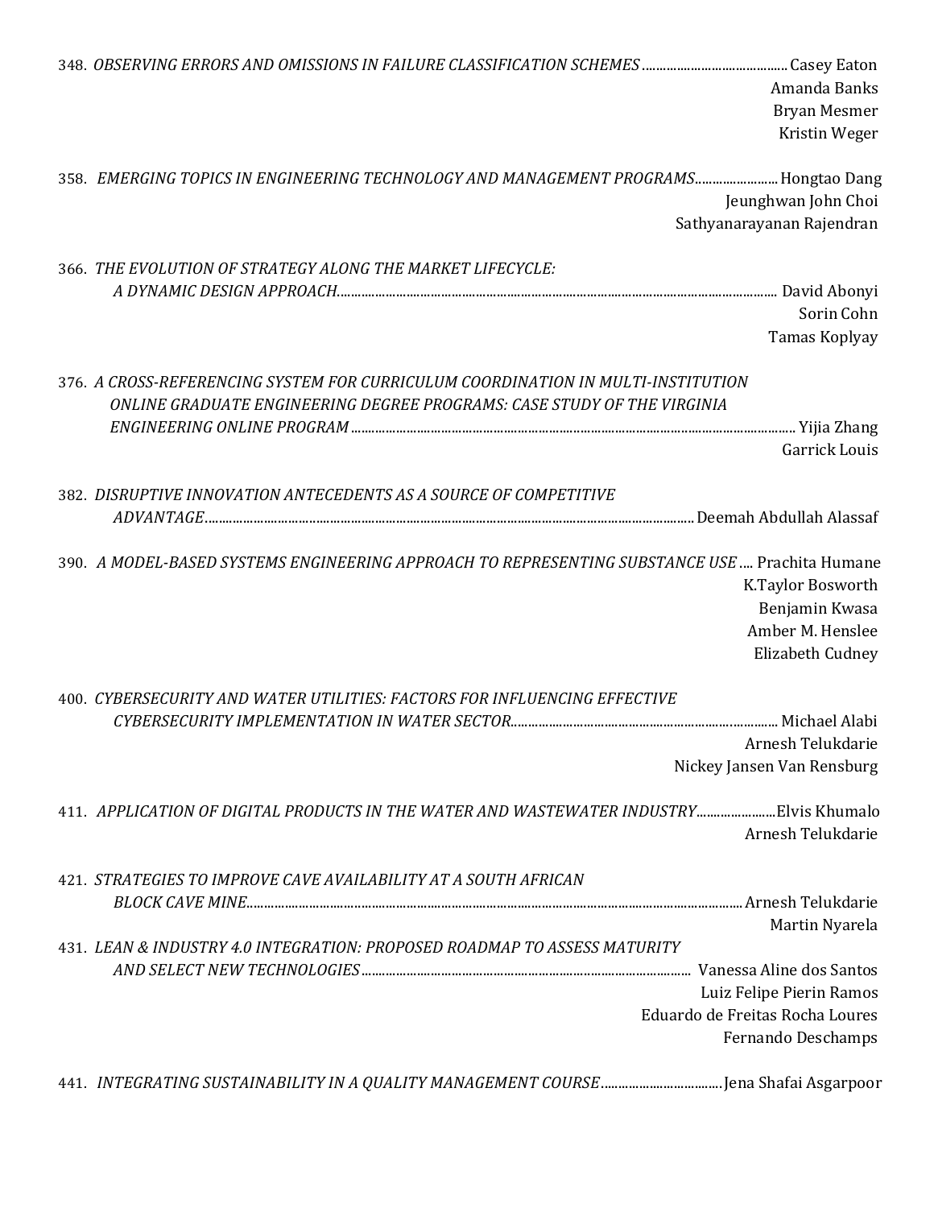348. *OBSERVING ERRORS AND OMISSIONS IN FAILURE CLASSIFICATION SCHEMES* .......................................... Casey Eaton
Amanda Banks
Bryan Mesmer
Kristin Weger

358. *EMERGING TOPICS IN ENGINEERING TECHNOLOGY AND MANAGEMENT PROGRAMS*........................ Hongtao Dang
Jeunghwan John Choi
Sathyanarayanan Rajendran

366. *THE EVOLUTION OF STRATEGY ALONG THE MARKET LIFECYCLE: A DYNAMIC DESIGN APPROACH*............................................................................................................................... David Abonyi
Sorin Cohn
Tamas Koplyay

376. *A CROSS-REFERENCING SYSTEM FOR CURRICULUM COORDINATION IN MULTI-INSTITUTION ONLINE GRADUATE ENGINEERING DEGREE PROGRAMS: CASE STUDY OF THE VIRGINIA ENGINEERING ONLINE PROGRAM* ............................................................................................................................... Yijia Zhang
Garrick Louis

382. *DISRUPTIVE INNOVATION ANTECEDENTS AS A SOURCE OF COMPETITIVE ADVANTAGE*............................................................................................................................... Deemah Abdullah Alassaf

390. *A MODEL-BASED SYSTEMS ENGINEERING APPROACH TO REPRESENTING SUBSTANCE USE* .... Prachita Humane
K.Taylor Bosworth
Benjamin Kwasa
Amber M. Henslee
Elizabeth Cudney

400. *CYBERSECURITY AND WATER UTILITIES: FACTORS FOR INFLUENCING EFFECTIVE CYBERSECURITY IMPLEMENTATION IN WATER SECTOR*............................................................................. Michael Alabi
Arnesh Telukdarie
Nickey Jansen Van Rensburg

411. *APPLICATION OF DIGITAL PRODUCTS IN THE WATER AND WASTEWATER INDUSTRY*.......................Elvis Khumalo
Arnesh Telukdarie

421. *STRATEGIES TO IMPROVE CAVE AVAILABILITY AT A SOUTH AFRICAN BLOCK CAVE MINE*............................................................................................................................... Arnesh Telukdarie
Martin Nyarela

431. *LEAN & INDUSTRY 4.0 INTEGRATION: PROPOSED ROADMAP TO ASSESS MATURITY AND SELECT NEW TECHNOLOGIES*.............................................................................................. Vanessa Aline dos Santos
Luiz Felipe Pierin Ramos
Eduardo de Freitas Rocha Loures
Fernando Deschamps

441. *INTEGRATING SUSTAINABILITY IN A QUALITY MANAGEMENT COURSE*.................................. Jena Shafai Asgarpoor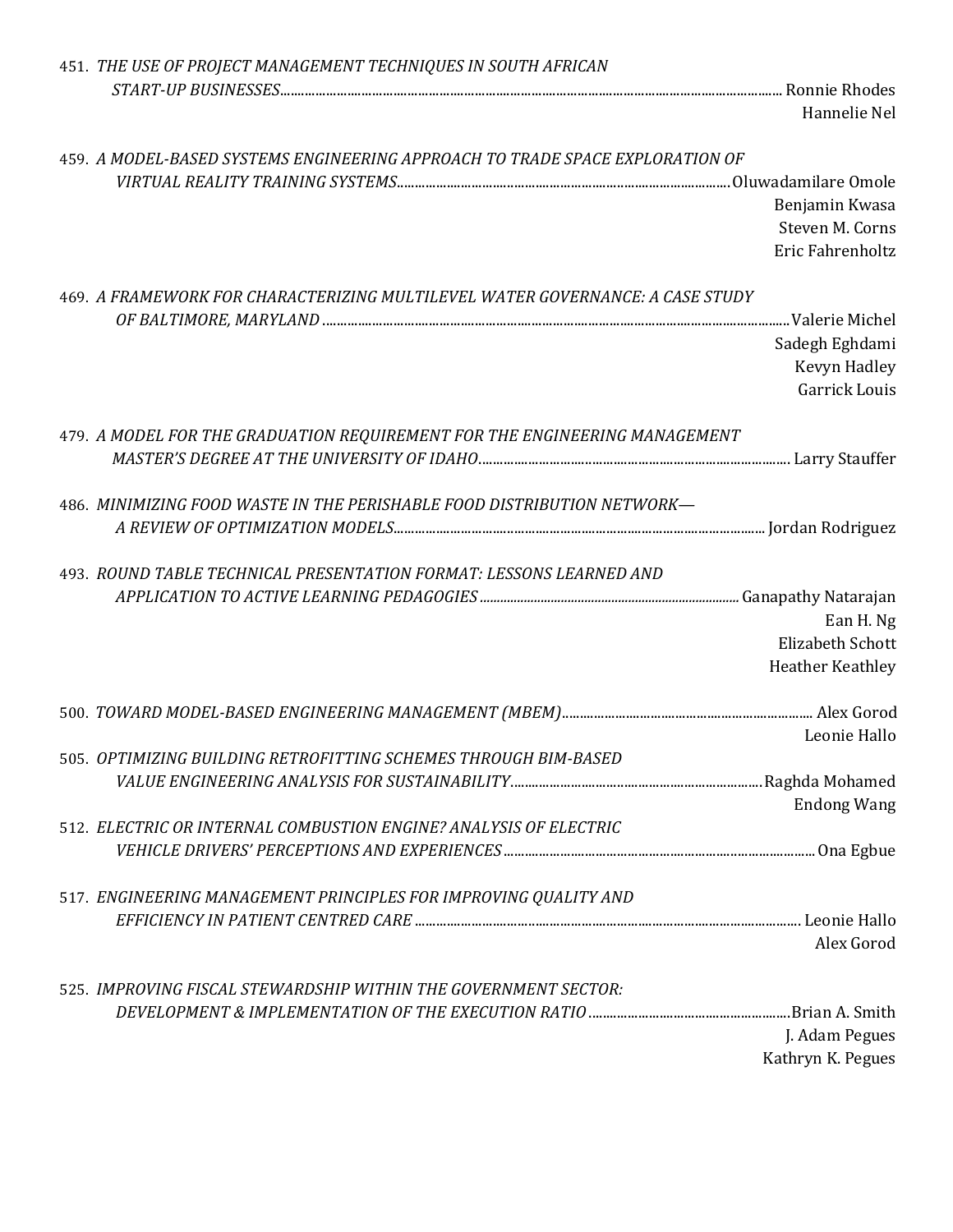451. *THE USE OF PROJECT MANAGEMENT TECHNIQUES IN SOUTH AFRICAN START-UP BUSINESSES*............ Ronnie Rhodes
Hannelie Nel

459. *A MODEL-BASED SYSTEMS ENGINEERING APPROACH TO TRADE SPACE EXPLORATION OF VIRTUAL REALITY TRAINING SYSTEMS*............ Oluwadamilare Omole
Benjamin Kwasa
Steven M. Corns
Eric Fahrenholtz

469. *A FRAMEWORK FOR CHARACTERIZING MULTILEVEL WATER GOVERNANCE: A CASE STUDY OF BALTIMORE, MARYLAND*............ Valerie Michel
Sadegh Eghdami
Kevyn Hadley
Garrick Louis

479. *A MODEL FOR THE GRADUATION REQUIREMENT FOR THE ENGINEERING MANAGEMENT MASTER'S DEGREE AT THE UNIVERSITY OF IDAHO*............ Larry Stauffer

486. *MINIMIZING FOOD WASTE IN THE PERISHABLE FOOD DISTRIBUTION NETWORK— A REVIEW OF OPTIMIZATION MODELS*............ Jordan Rodriguez

493. *ROUND TABLE TECHNICAL PRESENTATION FORMAT: LESSONS LEARNED AND APPLICATION TO ACTIVE LEARNING PEDAGOGIES*............ Ganapathy Natarajan
Ean H. Ng
Elizabeth Schott
Heather Keathley

500. *TOWARD MODEL-BASED ENGINEERING MANAGEMENT (MBEM)*............ Alex Gorod
Leonie Hallo

505. *OPTIMIZING BUILDING RETROFITTING SCHEMES THROUGH BIM-BASED VALUE ENGINEERING ANALYSIS FOR SUSTAINABILITY*............ Raghda Mohamed
Endong Wang

512. *ELECTRIC OR INTERNAL COMBUSTION ENGINE? ANALYSIS OF ELECTRIC VEHICLE DRIVERS' PERCEPTIONS AND EXPERIENCES*............ Ona Egbue

517. *ENGINEERING MANAGEMENT PRINCIPLES FOR IMPROVING QUALITY AND EFFICIENCY IN PATIENT CENTRED CARE*............ Leonie Hallo
Alex Gorod

525. *IMPROVING FISCAL STEWARDSHIP WITHIN THE GOVERNMENT SECTOR: DEVELOPMENT & IMPLEMENTATION OF THE EXECUTION RATIO*............ Brian A. Smith
J. Adam Pegues
Kathryn K. Pegues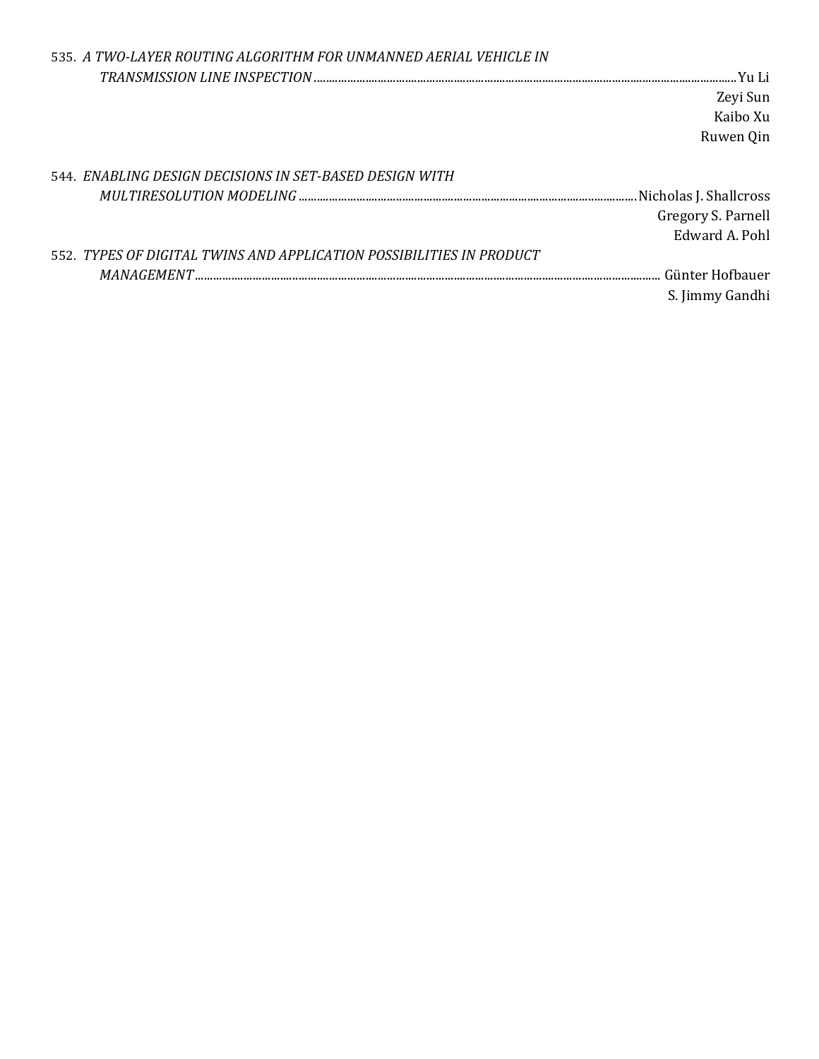535. *A TWO-LAYER ROUTING ALGORITHM FOR UNMANNED AERIAL VEHICLE IN TRANSMISSION LINE INSPECTION* ........ Yu Li
Zeyi Sun
Kaibo Xu
Ruwen Qin

544. *ENABLING DESIGN DECISIONS IN SET-BASED DESIGN WITH MULTIRESOLUTION MODELING* ........ Nicholas J. Shallcross
Gregory S. Parnell
Edward A. Pohl

552. *TYPES OF DIGITAL TWINS AND APPLICATION POSSIBILITIES IN PRODUCT MANAGEMENT* ........ Günter Hofbauer
S. Jimmy Gandhi